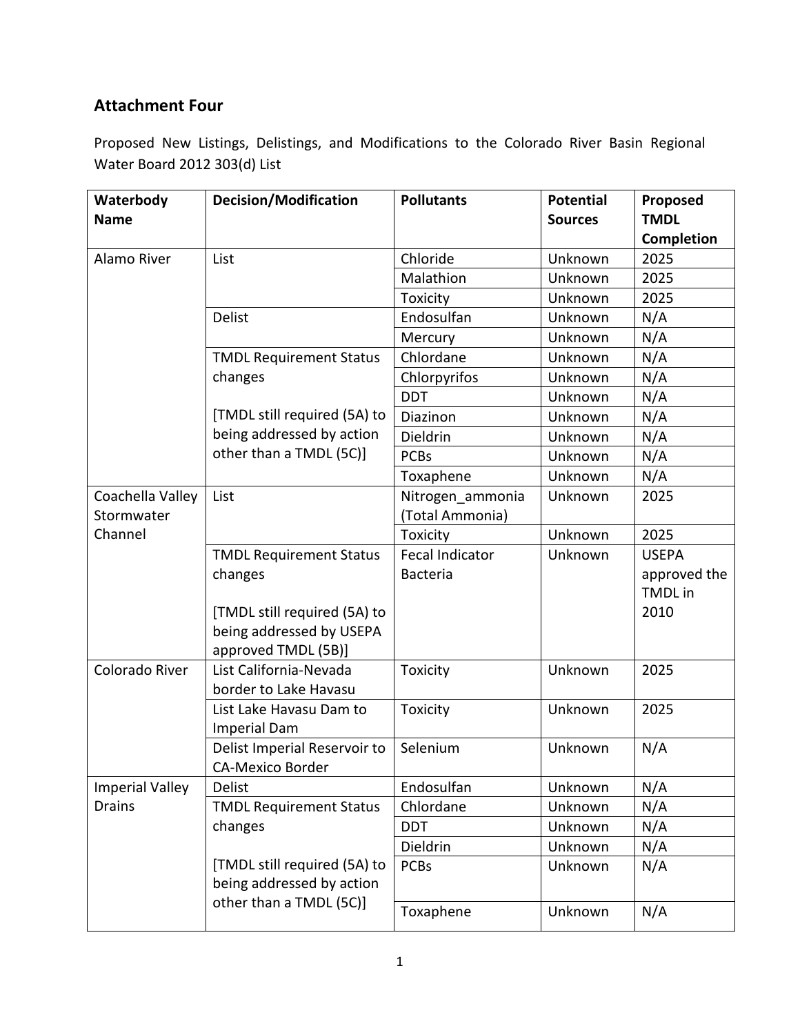## Attachment Four

Proposed New Listings, Delistings, and Modifications to the Colorado River Basin Regional Water Board 2012 303(d) List

| Waterbody Name | Decision/Modification | Pollutants | Potential Sources | Proposed TMDL Completion |
|---|---|---|---|---|
| Alamo River | List | Chloride | Unknown | 2025 |
| | | Malathion | Unknown | 2025 |
| | | Toxicity | Unknown | 2025 |
| | Delist | Endosulfan | Unknown | N/A |
| | | Mercury | Unknown | N/A |
| | TMDL Requirement Status changes [TMDL still required (5A) to being addressed by action other than a TMDL (5C)] | Chlordane | Unknown | N/A |
| | | Chlorpyrifos | Unknown | N/A |
| | | DDT | Unknown | N/A |
| | | Diazinon | Unknown | N/A |
| | | Dieldrin | Unknown | N/A |
| | | PCBs | Unknown | N/A |
| | | Toxaphene | Unknown | N/A |
| Coachella Valley Stormwater Channel | List | Nitrogen_ammonia (Total Ammonia) | Unknown | 2025 |
| | | Toxicity | Unknown | 2025 |
| | TMDL Requirement Status changes [TMDL still required (5A) to being addressed by USEPA approved TMDL (5B)] | Fecal Indicator Bacteria | Unknown | USEPA approved the TMDL in 2010 |
| Colorado River | List California-Nevada border to Lake Havasu | Toxicity | Unknown | 2025 |
| | List Lake Havasu Dam to Imperial Dam | Toxicity | Unknown | 2025 |
| | Delist Imperial Reservoir to CA-Mexico Border | Selenium | Unknown | N/A |
| Imperial Valley Drains | Delist | Endosulfan | Unknown | N/A |
| | TMDL Requirement Status changes [TMDL still required (5A) to being addressed by action other than a TMDL (5C)] | Chlordane | Unknown | N/A |
| | | DDT | Unknown | N/A |
| | | Dieldrin | Unknown | N/A |
| | | PCBs | Unknown | N/A |
| | | Toxaphene | Unknown | N/A |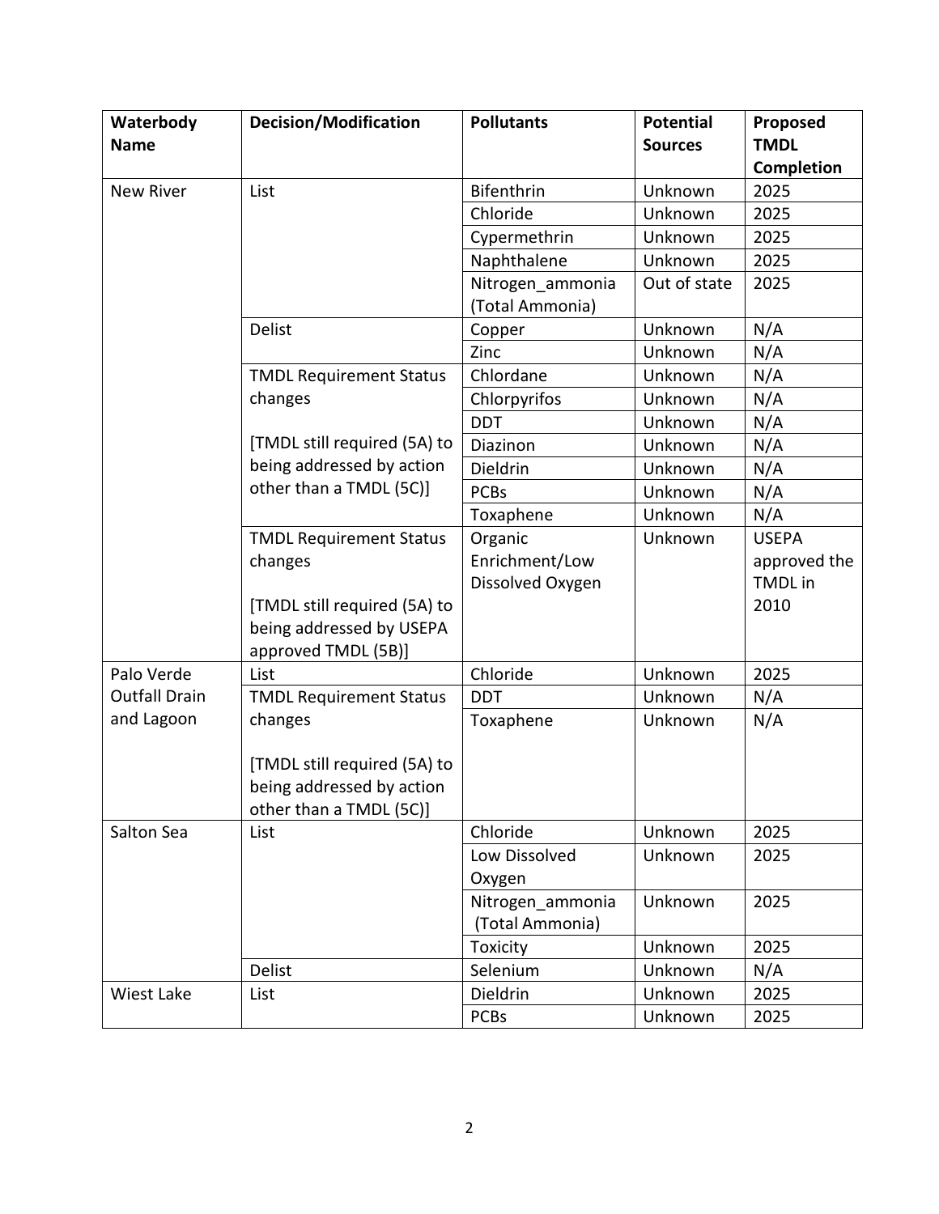| Waterbody Name | Decision/Modification | Pollutants | Potential Sources | Proposed TMDL Completion |
|---|---|---|---|---|
| New River | List | Bifenthrin | Unknown | 2025 |
| | | Chloride | Unknown | 2025 |
| | | Cypermethrin | Unknown | 2025 |
| | | Naphthalene | Unknown | 2025 |
| | | Nitrogen_ammonia (Total Ammonia) | Out of state | 2025 |
| | Delist | Copper | Unknown | N/A |
| | | Zinc | Unknown | N/A |
| | TMDL Requirement Status changes [TMDL still required (5A) to being addressed by action other than a TMDL (5C)] | Chlordane | Unknown | N/A |
| | | Chlorpyrifos | Unknown | N/A |
| | | DDT | Unknown | N/A |
| | | Diazinon | Unknown | N/A |
| | | Dieldrin | Unknown | N/A |
| | | PCBs | Unknown | N/A |
| | | Toxaphene | Unknown | N/A |
| | TMDL Requirement Status changes [TMDL still required (5A) to being addressed by USEPA approved TMDL (5B)] | Organic Enrichment/Low Dissolved Oxygen | Unknown | USEPA approved the TMDL in 2010 |
| Palo Verde Outfall Drain and Lagoon | List | Chloride | Unknown | 2025 |
| | TMDL Requirement Status changes [TMDL still required (5A) to being addressed by action other than a TMDL (5C)] | DDT | Unknown | N/A |
| | | Toxaphene | Unknown | N/A |
| Salton Sea | List | Chloride | Unknown | 2025 |
| | | Low Dissolved Oxygen | Unknown | 2025 |
| | | Nitrogen_ammonia (Total Ammonia) | Unknown | 2025 |
| | | Toxicity | Unknown | 2025 |
| | Delist | Selenium | Unknown | N/A |
| Wiest Lake | List | Dieldrin | Unknown | 2025 |
| | | PCBs | Unknown | 2025 |